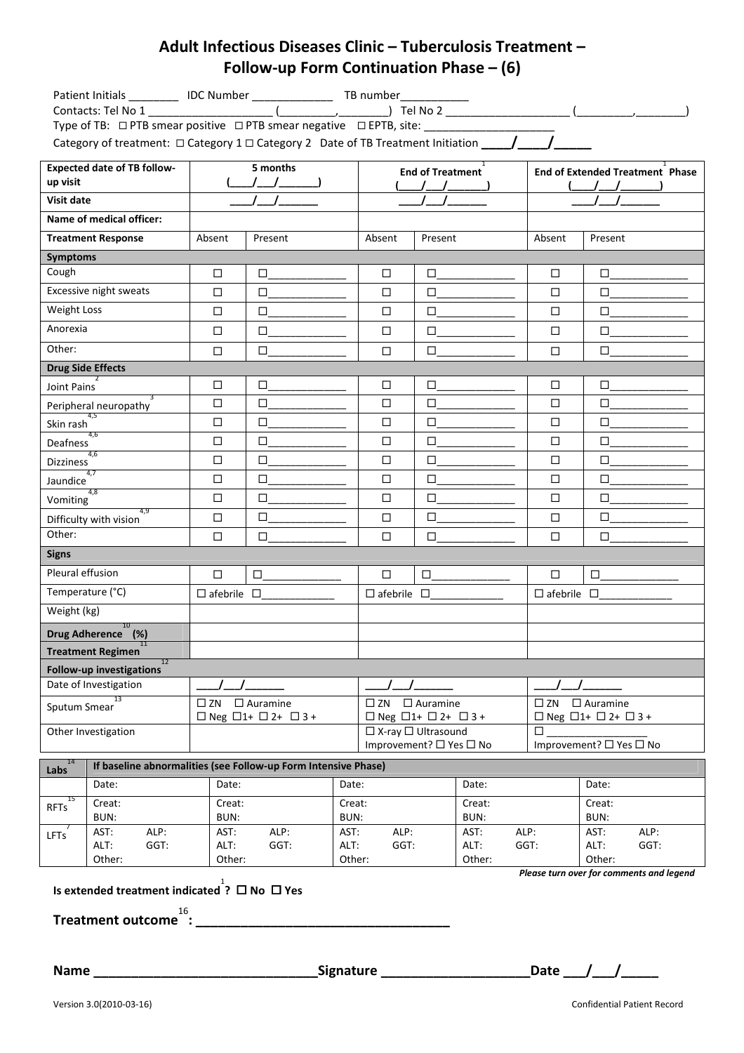# Adult Infectious Diseases Clinic – Tuberculosis Treatment – Follow-up Form Continuation Phase – (6)

Patient Initials ________ IDC Number _____________ TB number___________

Contacts: Tel No 1 ____________________ (_________,________) Tel No 2 ____________________ (_________,________)

Type of TB: ☐ PTB smear positive ☐ PTB smear negative ☐ EPTB, site: ______________________

Category of treatment: ☐ Category 1 ☐ Category 2 Date of TB Treatment Initiation ____/____/_____

| **Expected date of TB follow-up visit** | **5 months** (___/___/______) | | **End of Treatment**[1] (___/___/______) | | **End of Extended Treatment Phase**[1] (___/___/______) | |
|---|---|---|---|---|---|---|
| **Visit date** | ___/___/______ | | ___/___/______ | | ___/___/______ | |
| **Name of medical officer:** | | | | | | |
| **Treatment Response** | Absent | Present | Absent | Present | Absent | Present |
| **Symptoms** | | | | | | |
| Cough | ☐ | ☐_____________ | ☐ | ☐_____________ | ☐ | ☐_____________ |
| Excessive night sweats | ☐ | ☐_____________ | ☐ | ☐_____________ | ☐ | ☐_____________ |
| Weight Loss | ☐ | ☐_____________ | ☐ | ☐_____________ | ☐ | ☐_____________ |
| Anorexia | ☐ | ☐_____________ | ☐ | ☐_____________ | ☐ | ☐_____________ |
| Other: | ☐ | ☐_____________ | ☐ | ☐_____________ | ☐ | ☐_____________ |
| **Drug Side Effects** | | | | | | |
| Joint Pains[2] | ☐ | ☐_____________ | ☐ | ☐_____________ | ☐ | ☐_____________ |
| Peripheral neuropathy[3] | ☐ | ☐_____________ | ☐ | ☐_____________ | ☐ | ☐_____________ |
| Skin rash[4,5] | ☐ | ☐_____________ | ☐ | ☐_____________ | ☐ | ☐_____________ |
| Deafness[4,6] | ☐ | ☐_____________ | ☐ | ☐_____________ | ☐ | ☐_____________ |
| Dizziness[4,6] | ☐ | ☐_____________ | ☐ | ☐_____________ | ☐ | ☐_____________ |
| Jaundice[4,7] | ☐ | ☐_____________ | ☐ | ☐_____________ | ☐ | ☐_____________ |
| Vomiting[4,8] | ☐ | ☐_____________ | ☐ | ☐_____________ | ☐ | ☐_____________ |
| Difficulty with vision[4,9] | ☐ | ☐_____________ | ☐ | ☐_____________ | ☐ | ☐_____________ |
| Other: | ☐ | ☐_____________ | ☐ | ☐_____________ | ☐ | ☐_____________ |
| **Signs** | | | | | | |
| Pleural effusion | ☐ | ☐_____________ | ☐ | ☐_____________ | ☐ | ☐_____________ |
| Temperature (°C) | ☐ afebrile ☐_____________ | | ☐ afebrile ☐_____________ | | ☐ afebrile ☐_____________ | |
| Weight (kg) | | | | | | |
| **Drug Adherence[10] (%)** | | | | | | |
| **Treatment Regimen[11]** | | | | | | |
| **Follow-up investigations[12]** | | | | | | |
| Date of Investigation | ___/___/______ | | ___/___/______ | | ___/___/______ | |
| Sputum Smear[13] | ☐ ZN ☐ Auramine ☐ Neg ☐1+ ☐ 2+ ☐ 3 + | | ☐ ZN ☐ Auramine ☐ Neg ☐1+ ☐ 2+ ☐ 3 + | | ☐ ZN ☐ Auramine ☐ Neg ☐1+ ☐ 2+ ☐ 3 + | |
| Other Investigation | | | ☐ X-ray ☐ Ultrasound Improvement? ☐ Yes ☐ No | | ☐ __________________ Improvement? ☐ Yes ☐ No | |

| **Labs**[14] | **If baseline abnormalities (see Follow-up Form Intensive Phase)** | | | | |
|---|---|---|---|---|---|
| | Date: | Date: | Date: | Date: | Date: |
| RFTs[15] | Creat: BUN: | Creat: BUN: | Creat: BUN: | Creat: BUN: | Creat: BUN: |
| LFTs[7] | AST: ALP: ALT: GGT: Other: | AST: ALP: ALT: GGT: Other: | AST: ALP: ALT: GGT: Other: | AST: ALP: ALT: GGT: Other: | AST: ALP: ALT: GGT: Other: |

*Please turn over for comments and legend*

**Is extended treatment indicated[1]? ☐ No ☐ Yes**

**Treatment outcome[16]: ___________________________________**

**Name _____________________________Signature ____________________Date ___/___/_____**

Version 3.0(2010-03-16) Confidential Patient Record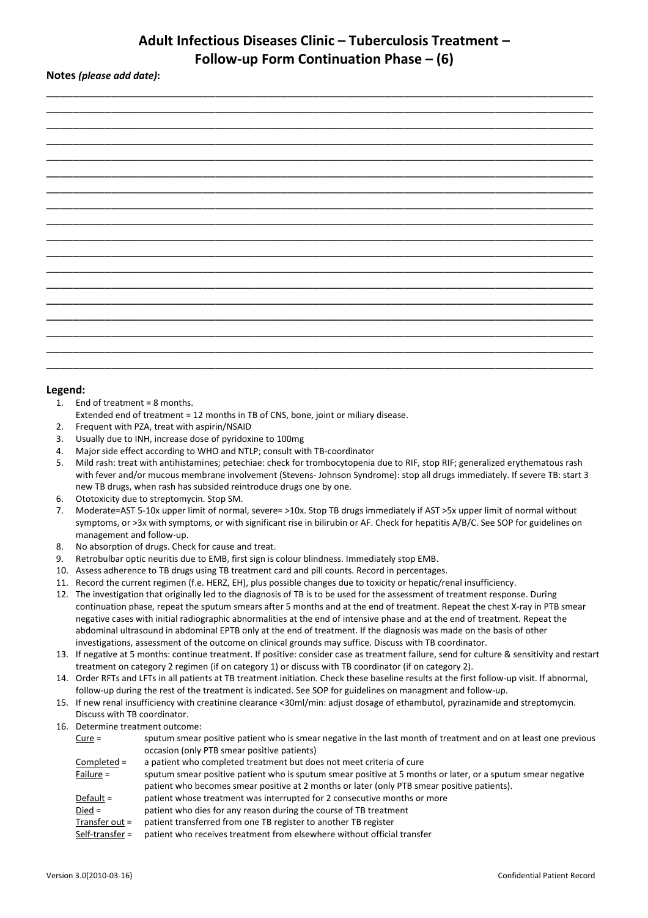# Adult Infectious Diseases Clinic – Tuberculosis Treatment – Follow-up Form Continuation Phase – (6)

**Notes** ***(please add date)*****:**

___________________________________________________________________________________________

___________________________________________________________________________________________

___________________________________________________________________________________________

___________________________________________________________________________________________

___________________________________________________________________________________________

___________________________________________________________________________________________

___________________________________________________________________________________________

___________________________________________________________________________________________

___________________________________________________________________________________________

___________________________________________________________________________________________

___________________________________________________________________________________________

___________________________________________________________________________________________

___________________________________________________________________________________________

___________________________________________________________________________________________

___________________________________________________________________________________________

___________________________________________________________________________________________

___________________________________________________________________________________________

___________________________________________________________________________________________

## Legend:

1. End of treatment = 8 months.
   Extended end of treatment = 12 months in TB of CNS, bone, joint or miliary disease.
2. Frequent with PZA, treat with aspirin/NSAID
3. Usually due to INH, increase dose of pyridoxine to 100mg
4. Major side effect according to WHO and NTLP; consult with TB-coordinator
5. Mild rash: treat with antihistamines; petechiae: check for trombocytopenia due to RIF, stop RIF; generalized erythematous rash with fever and/or mucous membrane involvement (Stevens- Johnson Syndrome): stop all drugs immediately. If severe TB: start 3 new TB drugs, when rash has subsided reintroduce drugs one by one.
6. Ototoxicity due to streptomycin. Stop SM.
7. Moderate=AST 5-10x upper limit of normal, severe= >10x. Stop TB drugs immediately if AST >5x upper limit of normal without symptoms, or >3x with symptoms, or with significant rise in bilirubin or AF. Check for hepatitis A/B/C. See SOP for guidelines on management and follow-up.
8. No absorption of drugs. Check for cause and treat.
9. Retrobulbar optic neuritis due to EMB, first sign is colour blindness. Immediately stop EMB.
10. Assess adherence to TB drugs using TB treatment card and pill counts. Record in percentages.
11. Record the current regimen (f.e. HERZ, EH), plus possible changes due to toxicity or hepatic/renal insufficiency.
12. The investigation that originally led to the diagnosis of TB is to be used for the assessment of treatment response. During continuation phase, repeat the sputum smears after 5 months and at the end of treatment. Repeat the chest X-ray in PTB smear negative cases with initial radiographic abnormalities at the end of intensive phase and at the end of treatment. Repeat the abdominal ultrasound in abdominal EPTB only at the end of treatment. If the diagnosis was made on the basis of other investigations, assessment of the outcome on clinical grounds may suffice. Discuss with TB coordinator.
13. If negative at 5 months: continue treatment. If positive: consider case as treatment failure, send for culture & sensitivity and restart treatment on category 2 regimen (if on category 1) or discuss with TB coordinator (if on category 2).
14. Order RFTs and LFTs in all patients at TB treatment initiation. Check these baseline results at the first follow-up visit. If abnormal, follow-up during the rest of the treatment is indicated. See SOP for guidelines on managment and follow-up.
15. If new renal insufficiency with creatinine clearance <30ml/min: adjust dosage of ethambutol, pyrazinamide and streptomycin. Discuss with TB coordinator.
16. Determine treatment outcome:

| | |
|---|---|
| Cure = | sputum smear positive patient who is smear negative in the last month of treatment and on at least one previous occasion (only PTB smear positive patients) |
| Completed = | a patient who completed treatment but does not meet criteria of cure |
| Failure = | sputum smear positive patient who is sputum smear positive at 5 months or later, or a sputum smear negative patient who becomes smear positive at 2 months or later (only PTB smear positive patients). |
| Default = | patient whose treatment was interrupted for 2 consecutive months or more |
| Died = | patient who dies for any reason during the course of TB treatment |
| Transfer out = | patient transferred from one TB register to another TB register |
| Self-transfer = | patient who receives treatment from elsewhere without official transfer |

Version 3.0(2010-03-16) Confidential Patient Record